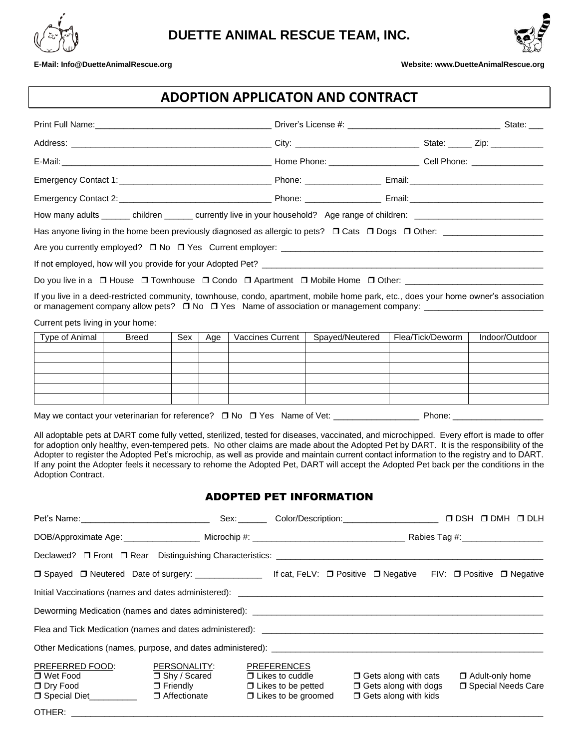# DUETTE ANIMAL RESCUE TEAM, INC.

**E-Mail: Info@DuetteAnimalRescue.org** **Website: www.DuetteAnimalRescue.org**

## ADOPTION APPLICATON AND CONTRACT

Print Full Name:_____________________________________ Driver's License #: ________________________________ State: ___

Address: __________________________________________ City: __________________________ State: _____ Zip: ___________

E-Mail: ____________________________________________ Home Phone: ___________________ Cell Phone: _______________

Emergency Contact 1:________________________________ Phone: ________________ Email:____________________________

Emergency Contact 2:________________________________ Phone: ________________ Email:____________________________

How many adults ______ children ______ currently live in your household? Age range of children: ___________________________

Has anyone living in the home been previously diagnosed as allergic to pets? ❐ Cats ❐ Dogs ❐ Other: _____________________

Are you currently employed? ❐ No ❐ Yes Current employer: __________________________________________________________

If not employed, how will you provide for your Adopted Pet? ___________________________________________________________

Do you live in a ❐ House ❐ Townhouse ❐ Condo ❐ Apartment ❐ Mobile Home ❐ Other: _____________________________

If you live in a deed-restricted community, townhouse, condo, apartment, mobile home park, etc., does your home owner's association or management company allow pets? ❐ No ❐ Yes Name of association or management company: _________________________

Current pets living in your home:

| Type of Animal | Breed | Sex | Age | Vaccines Current | Spayed/Neutered | Flea/Tick/Deworm | Indoor/Outdoor |
|---|---|---|---|---|---|---|---|
| | | | | | | | |
| | | | | | | | |
| | | | | | | | |
| | | | | | | | |
| | | | | | | | |
| | | | | | | | |

May we contact your veterinarian for reference? ❐ No ❐ Yes Name of Vet: __________________ Phone: ___________________

All adoptable pets at DART come fully vetted, sterilized, tested for diseases, vaccinated, and microchipped. Every effort is made to offer for adoption only healthy, even-tempered pets. No other claims are made about the Adopted Pet by DART. It is the responsibility of the Adopter to register the Adopted Pet's microchip, as well as provide and maintain current contact information to the registry and to DART. If any point the Adopter feels it necessary to rehome the Adopted Pet, DART will accept the Adopted Pet back per the conditions in the Adoption Contract.

## ADOPTED PET INFORMATION

Pet's Name:___________________________ Sex: ______ Color/Description:____________________ ❐ DSH ❐ DMH ❐ DLH

DOB/Approximate Age: ________________ Microchip #: ________________________________ Rabies Tag #:_________________

Declawed? ❐ Front ❐ Rear Distinguishing Characteristics: ___________________________________________________________

❐ Spayed ❐ Neutered Date of surgery: ______________ If cat, FeLV: ❐ Positive ❐ Negative FIV: ❐ Positive ❐ Negative

Initial Vaccinations (names and dates administered): __________________________________________________________________

Deworming Medication (names and dates administered): _______________________________________________________________

Flea and Tick Medication (names and dates administered): _____________________________________________________________

Other Medications (names, purpose, and dates administered): ___________________________________________________________

PREFERRED FOOD:
❐ Wet Food
❐ Dry Food
❐ Special Diet__________

PERSONALITY:
❐ Shy / Scared
❐ Friendly
❐ Affectionate

PREFERENCES
❐ Likes to cuddle
❐ Likes to be petted
❐ Likes to be groomed

❐ Gets along with cats
❐ Gets along with dogs
❐ Gets along with kids

❐ Adult-only home
❐ Special Needs Care

OTHER: _____________________________________________________________________________________________________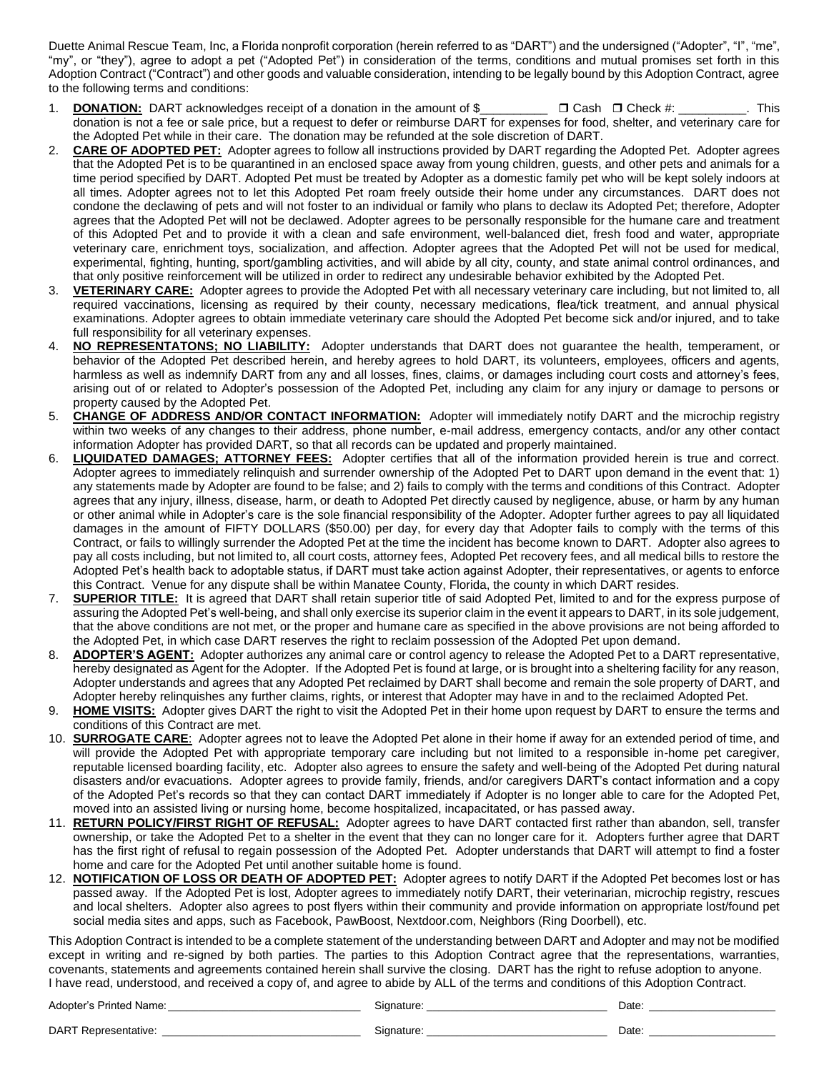Duette Animal Rescue Team, Inc, a Florida nonprofit corporation (herein referred to as "DART") and the undersigned ("Adopter", "I", "me", "my", or "they"), agree to adopt a pet ("Adopted Pet") in consideration of the terms, conditions and mutual promises set forth in this Adoption Contract ("Contract") and other goods and valuable consideration, intending to be legally bound by this Adoption Contract, agree to the following terms and conditions:

1. **DONATION:** DART acknowledges receipt of a donation in the amount of $__________ ❒ Cash ❒ Check #: __________. This donation is not a fee or sale price, but a request to defer or reimburse DART for expenses for food, shelter, and veterinary care for the Adopted Pet while in their care. The donation may be refunded at the sole discretion of DART.
2. **CARE OF ADOPTED PET:** Adopter agrees to follow all instructions provided by DART regarding the Adopted Pet. Adopter agrees that the Adopted Pet is to be quarantined in an enclosed space away from young children, guests, and other pets and animals for a time period specified by DART. Adopted Pet must be treated by Adopter as a domestic family pet who will be kept solely indoors at all times. Adopter agrees not to let this Adopted Pet roam freely outside their home under any circumstances. DART does not condone the declawing of pets and will not foster to an individual or family who plans to declaw its Adopted Pet; therefore, Adopter agrees that the Adopted Pet will not be declawed. Adopter agrees to be personally responsible for the humane care and treatment of this Adopted Pet and to provide it with a clean and safe environment, well-balanced diet, fresh food and water, appropriate veterinary care, enrichment toys, socialization, and affection. Adopter agrees that the Adopted Pet will not be used for medical, experimental, fighting, hunting, sport/gambling activities, and will abide by all city, county, and state animal control ordinances, and that only positive reinforcement will be utilized in order to redirect any undesirable behavior exhibited by the Adopted Pet.
3. **VETERINARY CARE:** Adopter agrees to provide the Adopted Pet with all necessary veterinary care including, but not limited to, all required vaccinations, licensing as required by their county, necessary medications, flea/tick treatment, and annual physical examinations. Adopter agrees to obtain immediate veterinary care should the Adopted Pet become sick and/or injured, and to take full responsibility for all veterinary expenses.
4. **NO REPRESENTATONS; NO LIABILITY:** Adopter understands that DART does not guarantee the health, temperament, or behavior of the Adopted Pet described herein, and hereby agrees to hold DART, its volunteers, employees, officers and agents, harmless as well as indemnify DART from any and all losses, fines, claims, or damages including court costs and attorney's fees, arising out of or related to Adopter's possession of the Adopted Pet, including any claim for any injury or damage to persons or property caused by the Adopted Pet.
5. **CHANGE OF ADDRESS AND/OR CONTACT INFORMATION:** Adopter will immediately notify DART and the microchip registry within two weeks of any changes to their address, phone number, e-mail address, emergency contacts, and/or any other contact information Adopter has provided DART, so that all records can be updated and properly maintained.
6. **LIQUIDATED DAMAGES; ATTORNEY FEES:** Adopter certifies that all of the information provided herein is true and correct. Adopter agrees to immediately relinquish and surrender ownership of the Adopted Pet to DART upon demand in the event that: 1) any statements made by Adopter are found to be false; and 2) fails to comply with the terms and conditions of this Contract. Adopter agrees that any injury, illness, disease, harm, or death to Adopted Pet directly caused by negligence, abuse, or harm by any human or other animal while in Adopter's care is the sole financial responsibility of the Adopter. Adopter further agrees to pay all liquidated damages in the amount of FIFTY DOLLARS ($50.00) per day, for every day that Adopter fails to comply with the terms of this Contract, or fails to willingly surrender the Adopted Pet at the time the incident has become known to DART. Adopter also agrees to pay all costs including, but not limited to, all court costs, attorney fees, Adopted Pet recovery fees, and all medical bills to restore the Adopted Pet's health back to adoptable status, if DART must take action against Adopter, their representatives, or agents to enforce this Contract. Venue for any dispute shall be within Manatee County, Florida, the county in which DART resides.
7. **SUPERIOR TITLE:** It is agreed that DART shall retain superior title of said Adopted Pet, limited to and for the express purpose of assuring the Adopted Pet's well-being, and shall only exercise its superior claim in the event it appears to DART, in its sole judgement, that the above conditions are not met, or the proper and humane care as specified in the above provisions are not being afforded to the Adopted Pet, in which case DART reserves the right to reclaim possession of the Adopted Pet upon demand.
8. **ADOPTER'S AGENT:** Adopter authorizes any animal care or control agency to release the Adopted Pet to a DART representative, hereby designated as Agent for the Adopter. If the Adopted Pet is found at large, or is brought into a sheltering facility for any reason, Adopter understands and agrees that any Adopted Pet reclaimed by DART shall become and remain the sole property of DART, and Adopter hereby relinquishes any further claims, rights, or interest that Adopter may have in and to the reclaimed Adopted Pet.
9. **HOME VISITS:** Adopter gives DART the right to visit the Adopted Pet in their home upon request by DART to ensure the terms and conditions of this Contract are met.
10. **SURROGATE CARE**: Adopter agrees not to leave the Adopted Pet alone in their home if away for an extended period of time, and will provide the Adopted Pet with appropriate temporary care including but not limited to a responsible in-home pet caregiver, reputable licensed boarding facility, etc. Adopter also agrees to ensure the safety and well-being of the Adopted Pet during natural disasters and/or evacuations. Adopter agrees to provide family, friends, and/or caregivers DART's contact information and a copy of the Adopted Pet's records so that they can contact DART immediately if Adopter is no longer able to care for the Adopted Pet, moved into an assisted living or nursing home, become hospitalized, incapacitated, or has passed away.
11. **RETURN POLICY/FIRST RIGHT OF REFUSAL:** Adopter agrees to have DART contacted first rather than abandon, sell, transfer ownership, or take the Adopted Pet to a shelter in the event that they can no longer care for it. Adopters further agree that DART has the first right of refusal to regain possession of the Adopted Pet. Adopter understands that DART will attempt to find a foster home and care for the Adopted Pet until another suitable home is found.
12. **NOTIFICATION OF LOSS OR DEATH OF ADOPTED PET:** Adopter agrees to notify DART if the Adopted Pet becomes lost or has passed away. If the Adopted Pet is lost, Adopter agrees to immediately notify DART, their veterinarian, microchip registry, rescues and local shelters. Adopter also agrees to post flyers within their community and provide information on appropriate lost/found pet social media sites and apps, such as Facebook, PawBoost, Nextdoor.com, Neighbors (Ring Doorbell), etc.

This Adoption Contract is intended to be a complete statement of the understanding between DART and Adopter and may not be modified except in writing and re-signed by both parties. The parties to this Adoption Contract agree that the representations, warranties, covenants, statements and agreements contained herein shall survive the closing. DART has the right to refuse adoption to anyone.
I have read, understood, and received a copy of, and agree to abide by ALL of the terms and conditions of this Adoption Contract.

Adopter's Printed Name: ______________________ Signature: ______________________ Date: ______________

DART Representative: ______________________ Signature: ______________________ Date: ______________